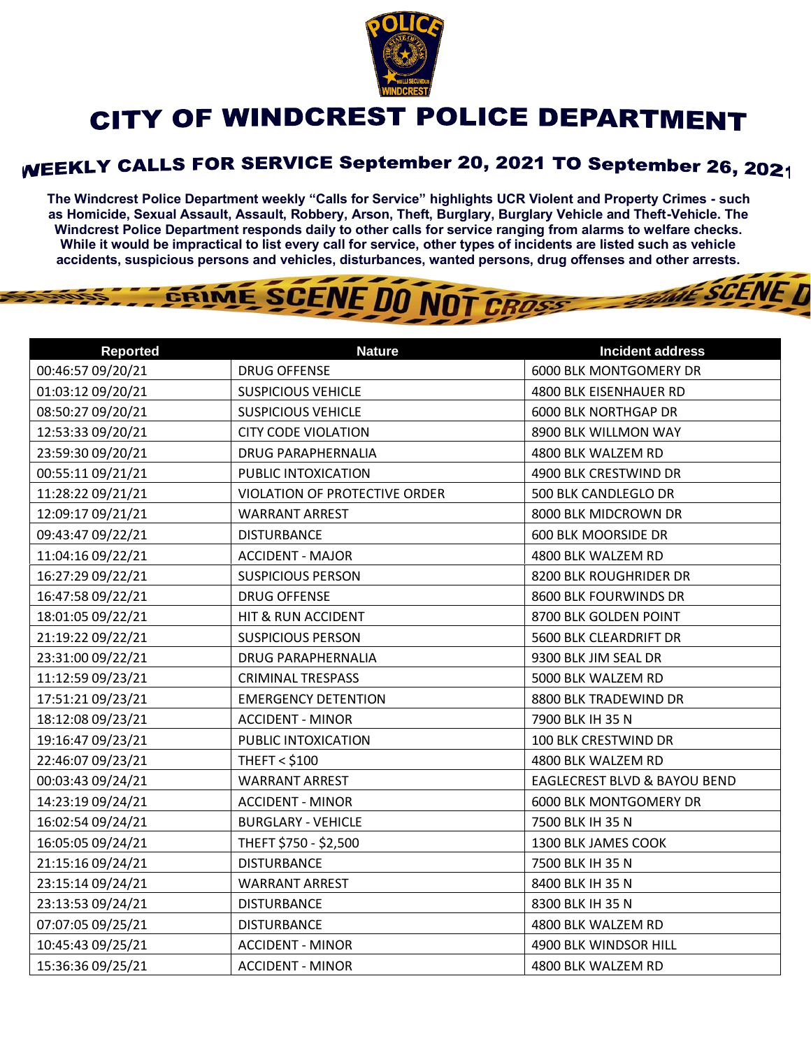# CITY OF WINDCREST POLICE DEPARTMENT

## WEEKLY CALLS FOR SERVICE September 20, 2021 TO September 26, 2021

**The Windcrest Police Department weekly "Calls for Service" highlights UCR Violent and Property Crimes - such as Homicide, Sexual Assault, Assault, Robbery, Arson, Theft, Burglary, Burglary Vehicle and Theft-Vehicle. The Windcrest Police Department responds daily to other calls for service ranging from alarms to welfare checks. While it would be impractical to list every call for service, other types of incidents are listed such as vehicle accidents, suspicious persons and vehicles, disturbances, wanted persons, drug offenses and other arrests.**

| Reported | Nature | Incident address |
|---|---|---|
| 00:46:57 09/20/21 | DRUG OFFENSE | 6000 BLK MONTGOMERY DR |
| 01:03:12 09/20/21 | SUSPICIOUS VEHICLE | 4800 BLK EISENHAUER RD |
| 08:50:27 09/20/21 | SUSPICIOUS VEHICLE | 6000 BLK NORTHGAP DR |
| 12:53:33 09/20/21 | CITY CODE VIOLATION | 8900 BLK WILLMON WAY |
| 23:59:30 09/20/21 | DRUG PARAPHERNALIA | 4800 BLK WALZEM RD |
| 00:55:11 09/21/21 | PUBLIC INTOXICATION | 4900 BLK CRESTWIND DR |
| 11:28:22 09/21/21 | VIOLATION OF PROTECTIVE ORDER | 500 BLK CANDLEGLO DR |
| 12:09:17 09/21/21 | WARRANT ARREST | 8000 BLK MIDCROWN DR |
| 09:43:47 09/22/21 | DISTURBANCE | 600 BLK MOORSIDE DR |
| 11:04:16 09/22/21 | ACCIDENT - MAJOR | 4800 BLK WALZEM RD |
| 16:27:29 09/22/21 | SUSPICIOUS PERSON | 8200 BLK ROUGHRIDER DR |
| 16:47:58 09/22/21 | DRUG OFFENSE | 8600 BLK FOURWINDS DR |
| 18:01:05 09/22/21 | HIT & RUN ACCIDENT | 8700 BLK GOLDEN POINT |
| 21:19:22 09/22/21 | SUSPICIOUS PERSON | 5600 BLK CLEARDRIFT DR |
| 23:31:00 09/22/21 | DRUG PARAPHERNALIA | 9300 BLK JIM SEAL DR |
| 11:12:59 09/23/21 | CRIMINAL TRESPASS | 5000 BLK WALZEM RD |
| 17:51:21 09/23/21 | EMERGENCY DETENTION | 8800 BLK TRADEWIND DR |
| 18:12:08 09/23/21 | ACCIDENT - MINOR | 7900 BLK IH 35 N |
| 19:16:47 09/23/21 | PUBLIC INTOXICATION | 100 BLK CRESTWIND DR |
| 22:46:07 09/23/21 | THEFT < $100 | 4800 BLK WALZEM RD |
| 00:03:43 09/24/21 | WARRANT ARREST | EAGLECREST BLVD & BAYOU BEND |
| 14:23:19 09/24/21 | ACCIDENT - MINOR | 6000 BLK MONTGOMERY DR |
| 16:02:54 09/24/21 | BURGLARY - VEHICLE | 7500 BLK IH 35 N |
| 16:05:05 09/24/21 | THEFT $750 - $2,500 | 1300 BLK JAMES COOK |
| 21:15:16 09/24/21 | DISTURBANCE | 7500 BLK IH 35 N |
| 23:15:14 09/24/21 | WARRANT ARREST | 8400 BLK IH 35 N |
| 23:13:53 09/24/21 | DISTURBANCE | 8300 BLK IH 35 N |
| 07:07:05 09/25/21 | DISTURBANCE | 4800 BLK WALZEM RD |
| 10:45:43 09/25/21 | ACCIDENT - MINOR | 4900 BLK WINDSOR HILL |
| 15:36:36 09/25/21 | ACCIDENT - MINOR | 4800 BLK WALZEM RD |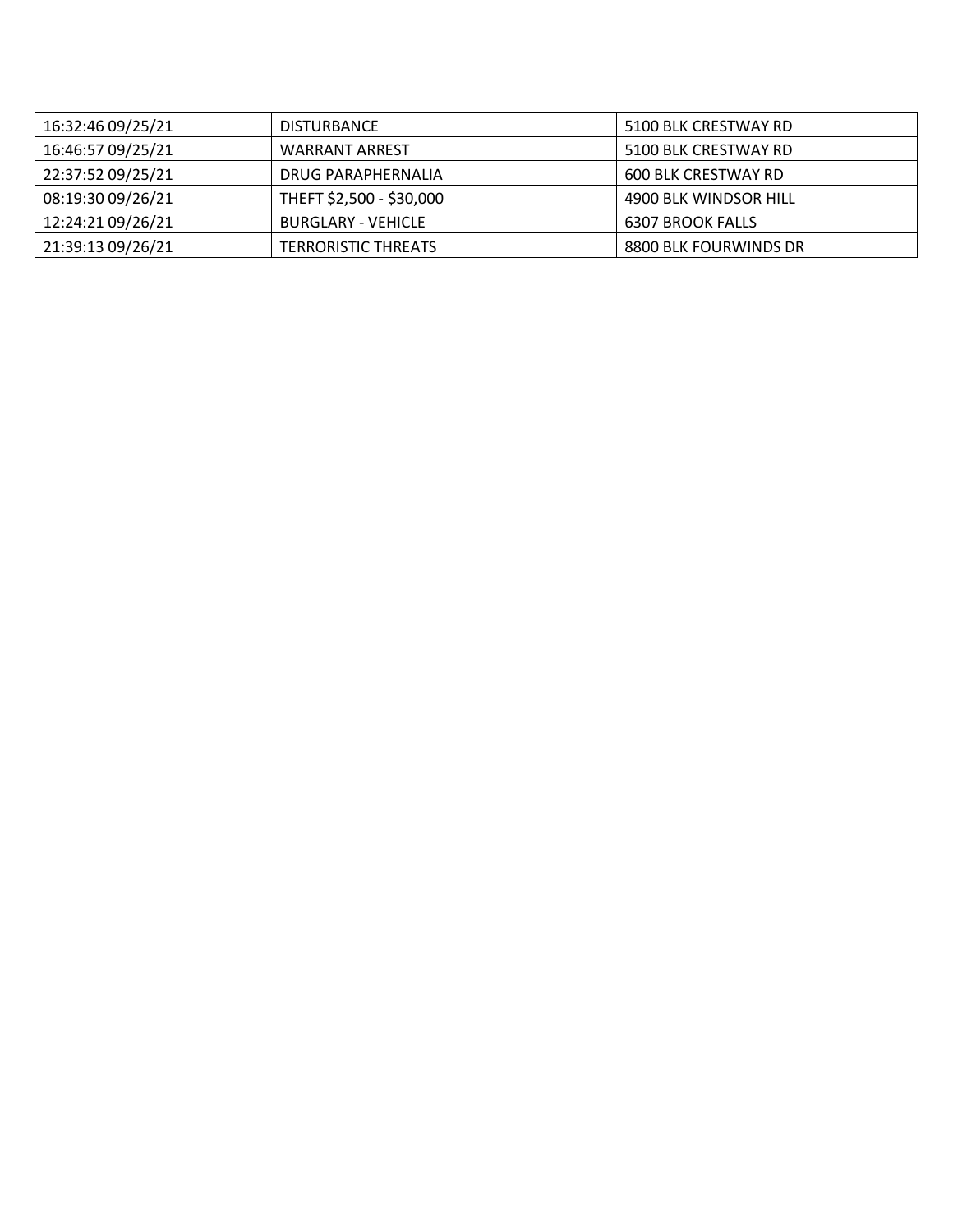| | | |
|---|---|---|
| 16:32:46 09/25/21 | DISTURBANCE | 5100 BLK CRESTWAY RD |
| 16:46:57 09/25/21 | WARRANT ARREST | 5100 BLK CRESTWAY RD |
| 22:37:52 09/25/21 | DRUG PARAPHERNALIA | 600 BLK CRESTWAY RD |
| 08:19:30 09/26/21 | THEFT $2,500 - $30,000 | 4900 BLK WINDSOR HILL |
| 12:24:21 09/26/21 | BURGLARY - VEHICLE | 6307 BROOK FALLS |
| 21:39:13 09/26/21 | TERRORISTIC THREATS | 8800 BLK FOURWINDS DR |